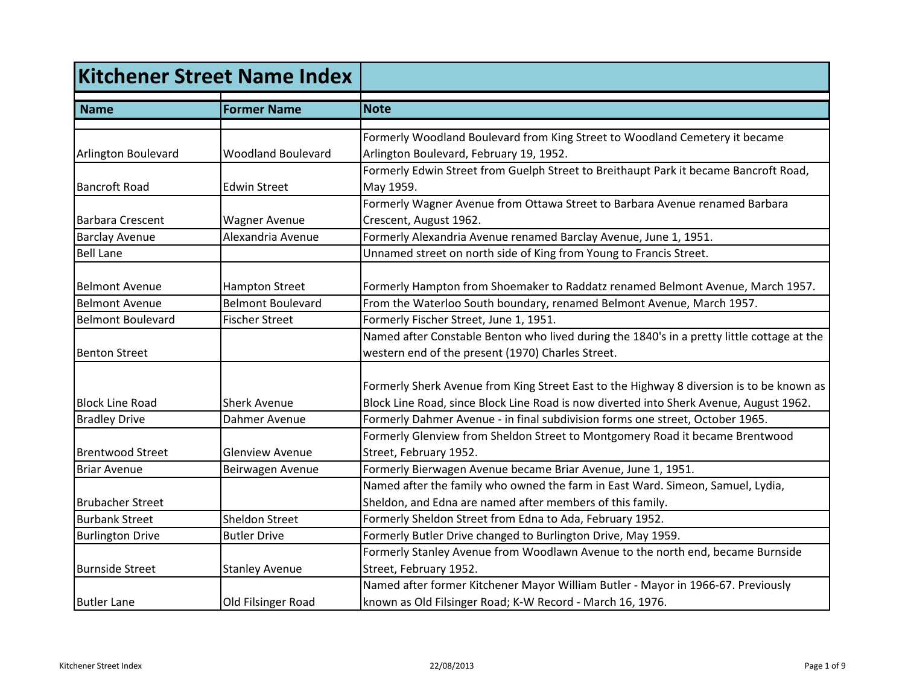# Kitchener Street Name Index

| Name | Former Name | Note |
|---|---|---|
| Arlington Boulevard | Woodland Boulevard | Formerly Woodland Boulevard from King Street to Woodland Cemetery it became Arlington Boulevard, February 19, 1952. |
| Bancroft Road | Edwin Street | Formerly Edwin Street from Guelph Street to Breithaupt Park it became Bancroft Road, May 1959. |
| Barbara Crescent | Wagner Avenue | Formerly Wagner Avenue from Ottawa Street to Barbara Avenue renamed Barbara Crescent, August 1962. |
| Barclay Avenue | Alexandria Avenue | Formerly Alexandria Avenue renamed Barclay Avenue, June 1, 1951. |
| Bell Lane | | Unnamed street on north side of King from Young to Francis Street. |
| Belmont Avenue | Hampton Street | Formerly Hampton from Shoemaker to Raddatz renamed Belmont Avenue, March 1957. |
| Belmont Avenue | Belmont Boulevard | From the Waterloo South boundary, renamed Belmont Avenue, March 1957. |
| Belmont Boulevard | Fischer Street | Formerly Fischer Street, June 1, 1951. |
| Benton Street | | Named after Constable Benton who lived during the 1840's in a pretty little cottage at the western end of the present (1970) Charles Street. |
| Block Line Road | Sherk Avenue | Formerly Sherk Avenue from King Street East to the Highway 8 diversion is to be known as Block Line Road, since Block Line Road is now diverted into Sherk Avenue, August 1962. |
| Bradley Drive | Dahmer Avenue | Formerly Dahmer Avenue - in final subdivision forms one street, October 1965. |
| Brentwood Street | Glenview Avenue | Formerly Glenview from Sheldon Street to Montgomery Road it became Brentwood Street, February 1952. |
| Briar Avenue | Beirwagen Avenue | Formerly Bierwagen Avenue became Briar Avenue, June 1, 1951. |
| Brubacher Street | | Named after the family who owned the farm in East Ward. Simeon, Samuel, Lydia, Sheldon, and Edna are named after members of this family. |
| Burbank Street | Sheldon Street | Formerly Sheldon Street from Edna to Ada, February 1952. |
| Burlington Drive | Butler Drive | Formerly Butler Drive changed to Burlington Drive, May 1959. |
| Burnside Street | Stanley Avenue | Formerly Stanley Avenue from Woodlawn Avenue to the north end, became Burnside Street, February 1952. |
| Butler Lane | Old Filsinger Road | Named after former Kitchener Mayor William Butler - Mayor in 1966-67. Previously known as Old Filsinger Road; K-W Record - March 16, 1976. |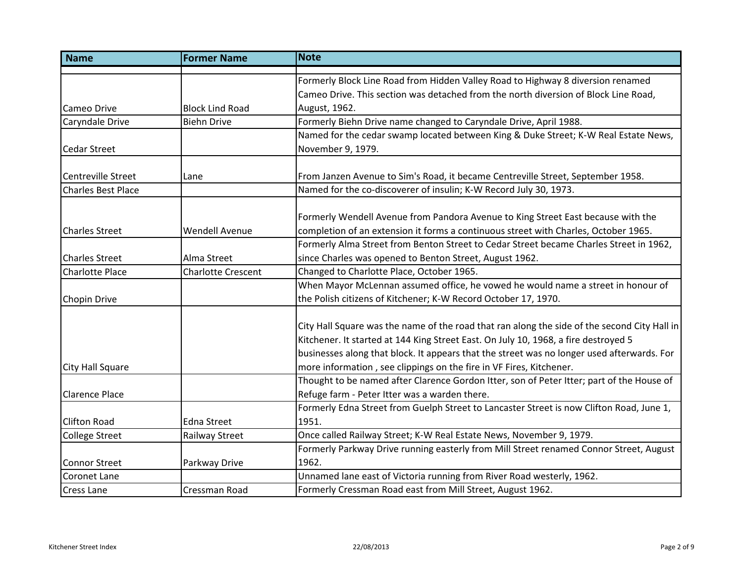| Name | Former Name | Note |
|---|---|---|
| | | |
| Cameo Drive | Block Lind Road | Formerly Block Line Road from Hidden Valley Road to Highway 8 diversion renamed Cameo Drive. This section was detached from the north diversion of Block Line Road, August, 1962. |
| Caryndale Drive | Biehn Drive | Formerly Biehn Drive name changed to Caryndale Drive, April 1988. |
| Cedar Street | | Named for the cedar swamp located between King & Duke Street; K-W Real Estate News, November 9, 1979. |
| Centreville Street | Lane | From Janzen Avenue to Sim's Road, it became Centreville Street, September 1958. |
| Charles Best Place | | Named for the co-discoverer of insulin; K-W Record July 30, 1973. |
| Charles Street | Wendell Avenue | Formerly Wendell Avenue from Pandora Avenue to King Street East because with the completion of an extension it forms a continuous street with Charles, October 1965. |
| Charles Street | Alma Street | Formerly Alma Street from Benton Street to Cedar Street became Charles Street in 1962, since Charles was opened to Benton Street, August 1962. |
| Charlotte Place | Charlotte Crescent | Changed to Charlotte Place, October 1965. |
| Chopin Drive | | When Mayor McLennan assumed office, he vowed he would name a street in honour of the Polish citizens of Kitchener; K-W Record October 17, 1970. |
| City Hall Square | | City Hall Square was the name of the road that ran along the side of the second City Hall in Kitchener. It started at 144 King Street East. On July 10, 1968, a fire destroyed 5 businesses along that block. It appears that the street was no longer used afterwards. For more information , see clippings on the fire in VF Fires, Kitchener. |
| Clarence Place | | Thought to be named after Clarence Gordon Itter, son of Peter Itter; part of the House of Refuge farm - Peter Itter was a warden there. |
| Clifton Road | Edna Street | Formerly Edna Street from Guelph Street to Lancaster Street is now Clifton Road, June 1, 1951. |
| College Street | Railway Street | Once called Railway Street; K-W Real Estate News, November 9, 1979. |
| Connor Street | Parkway Drive | Formerly Parkway Drive running easterly from Mill Street renamed Connor Street, August 1962. |
| Coronet Lane | | Unnamed lane east of Victoria running from River Road westerly, 1962. |
| Cress Lane | Cressman Road | Formerly Cressman Road east from Mill Street, August 1962. |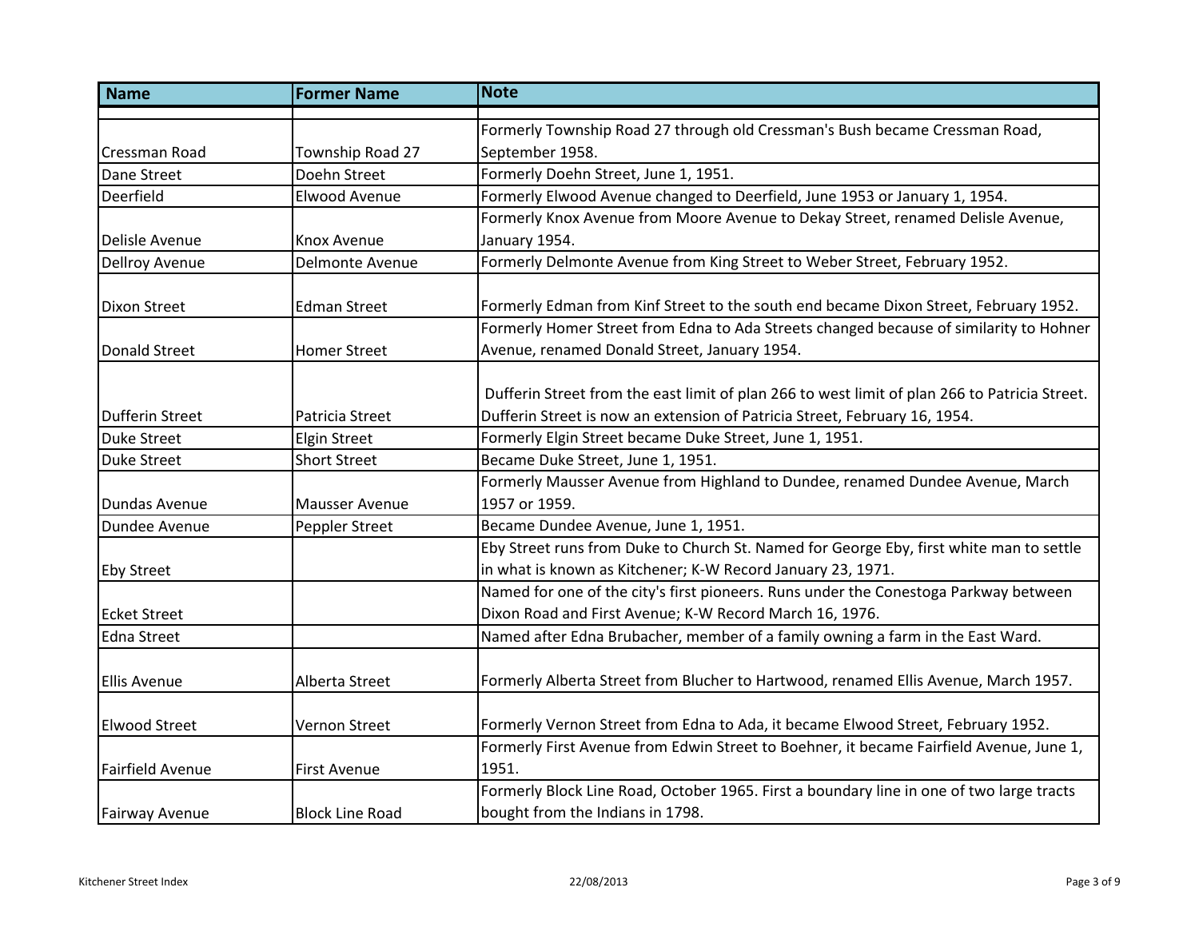| Name | Former Name | Note |
|---|---|---|
| Cressman Road | Township Road 27 | Formerly Township Road 27 through old Cressman's Bush became Cressman Road, September 1958. |
| Dane Street | Doehn Street | Formerly Doehn Street, June 1, 1951. |
| Deerfield | Elwood Avenue | Formerly Elwood Avenue changed to Deerfield, June 1953 or January 1, 1954. |
| Delisle Avenue | Knox Avenue | Formerly Knox Avenue from Moore Avenue to Dekay Street, renamed Delisle Avenue, January 1954. |
| Dellroy Avenue | Delmonte Avenue | Formerly Delmonte Avenue from King Street to Weber Street, February 1952. |
| Dixon Street | Edman Street | Formerly Edman from Kinf Street to the south end became Dixon Street, February 1952. |
| Donald Street | Homer Street | Formerly Homer Street from Edna to Ada Streets changed because of similarity to Hohner Avenue, renamed Donald Street, January 1954. |
| Dufferin Street | Patricia Street | Dufferin Street from the east limit of plan 266 to west limit of plan 266 to Patricia Street. Dufferin Street is now an extension of Patricia Street, February 16, 1954. |
| Duke Street | Elgin Street | Formerly Elgin Street became Duke Street, June 1, 1951. |
| Duke Street | Short Street | Became Duke Street, June 1, 1951. |
| Dundas Avenue | Mausser Avenue | Formerly Mausser Avenue from Highland to Dundee, renamed Dundee Avenue, March 1957 or 1959. |
| Dundee Avenue | Peppler Street | Became Dundee Avenue, June 1, 1951. |
| Eby Street | | Eby Street runs from Duke to Church St. Named for George Eby, first white man to settle in what is known as Kitchener; K-W Record January 23, 1971. |
| Ecket Street | | Named for one of the city's first pioneers. Runs under the Conestoga Parkway between Dixon Road and First Avenue; K-W Record March 16, 1976. |
| Edna Street | | Named after Edna Brubacher, member of a family owning a farm in the East Ward. |
| Ellis Avenue | Alberta Street | Formerly Alberta Street from Blucher to Hartwood, renamed Ellis Avenue, March 1957. |
| Elwood Street | Vernon Street | Formerly Vernon Street from Edna to Ada, it became Elwood Street, February 1952. |
| Fairfield Avenue | First Avenue | Formerly First Avenue from Edwin Street to Boehner, it became Fairfield Avenue, June 1, 1951. |
| Fairway Avenue | Block Line Road | Formerly Block Line Road, October 1965. First a boundary line in one of two large tracts bought from the Indians in 1798. |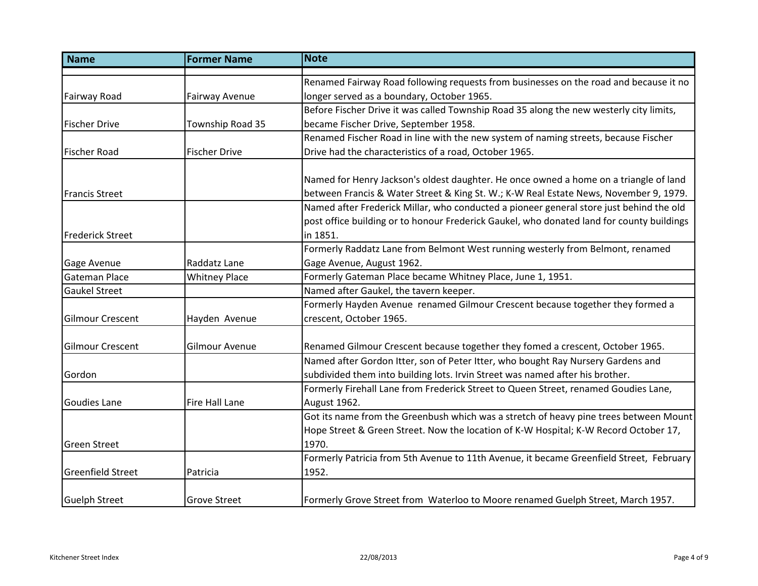| Name | Former Name | Note |
|---|---|---|
| Fairway Road | Fairway Avenue | Renamed Fairway Road following requests from businesses on the road and because it no longer served as a boundary, October 1965. |
| Fischer Drive | Township Road 35 | Before Fischer Drive it was called Township Road 35 along the new westerly city limits, became Fischer Drive, September 1958. |
| Fischer Road | Fischer Drive | Renamed Fischer Road in line with the new system of naming streets, because Fischer Drive had the characteristics of a road, October 1965. |
| Francis Street | | Named for Henry Jackson's oldest daughter. He once owned a home on a triangle of land between Francis & Water Street & King St. W.; K-W Real Estate News, November 9, 1979. |
| Frederick Street | | Named after Frederick Millar, who conducted a pioneer general store just behind the old post office building or to honour Frederick Gaukel, who donated land for county buildings in 1851. |
| Gage Avenue | Raddatz Lane | Formerly Raddatz Lane from Belmont West running westerly from Belmont, renamed Gage Avenue, August 1962. |
| Gateman Place | Whitney Place | Formerly Gateman Place became Whitney Place, June 1, 1951. |
| Gaukel Street | | Named after Gaukel, the tavern keeper. |
| Gilmour Crescent | Hayden Avenue | Formerly Hayden Avenue renamed Gilmour Crescent because together they formed a crescent, October 1965. |
| Gilmour Crescent | Gilmour Avenue | Renamed Gilmour Crescent because together they fomed a crescent, October 1965. |
| Gordon | | Named after Gordon Itter, son of Peter Itter, who bought Ray Nursery Gardens and subdivided them into building lots. Irvin Street was named after his brother. |
| Goudies Lane | Fire Hall Lane | Formerly Firehall Lane from Frederick Street to Queen Street, renamed Goudies Lane, August 1962. |
| Green Street | | Got its name from the Greenbush which was a stretch of heavy pine trees between Mount Hope Street & Green Street. Now the location of K-W Hospital; K-W Record October 17, 1970. |
| Greenfield Street | Patricia | Formerly Patricia from 5th Avenue to 11th Avenue, it became Greenfield Street, February 1952. |
| Guelph Street | Grove Street | Formerly Grove Street from Waterloo to Moore renamed Guelph Street, March 1957. |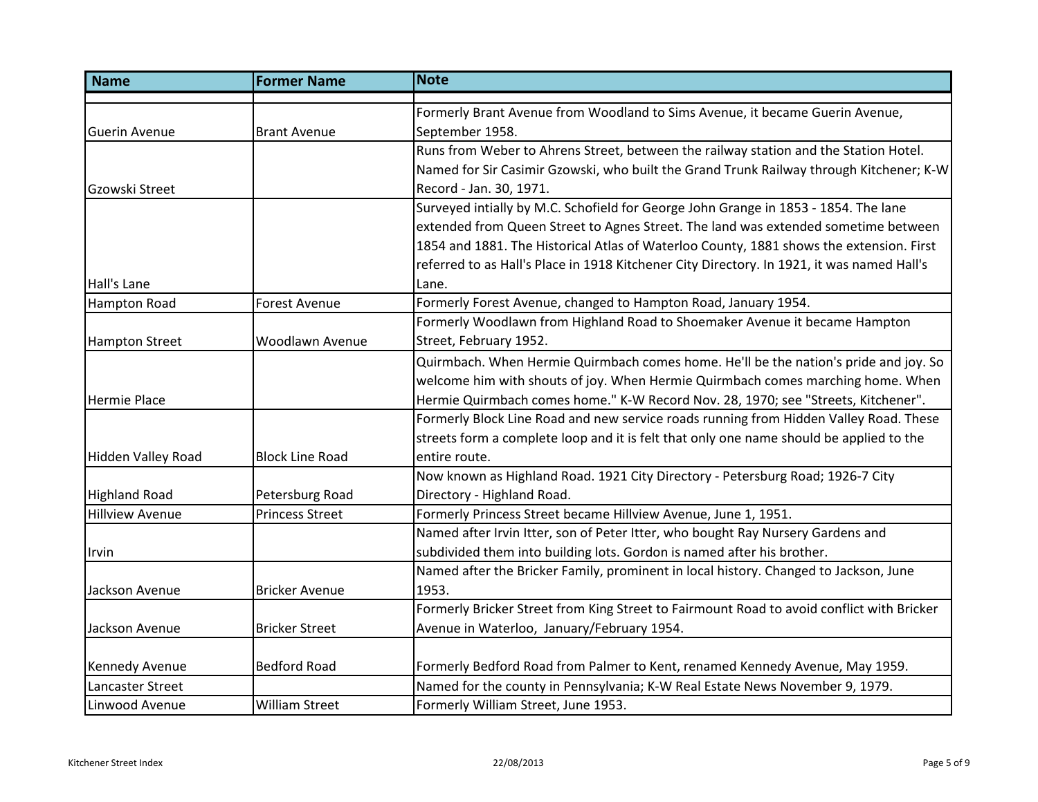| Name | Former Name | Note |
|---|---|---|
| | | |
| Guerin Avenue | Brant Avenue | Formerly Brant Avenue from Woodland to Sims Avenue, it became Guerin Avenue, September 1958. |
| Gzowski Street | | Runs from Weber to Ahrens Street, between the railway station and the Station Hotel. Named for Sir Casimir Gzowski, who built the Grand Trunk Railway through Kitchener; K-W Record - Jan. 30, 1971. |
| Hall's Lane | | Surveyed intially by M.C. Schofield for George John Grange in 1853 - 1854. The lane extended from Queen Street to Agnes Street. The land was extended sometime between 1854 and 1881. The Historical Atlas of Waterloo County, 1881 shows the extension. First referred to as Hall's Place in 1918 Kitchener City Directory. In 1921, it was named Hall's Lane. |
| Hampton Road | Forest Avenue | Formerly Forest Avenue, changed to Hampton Road, January 1954. |
| Hampton Street | Woodlawn Avenue | Formerly Woodlawn from Highland Road to Shoemaker Avenue it became Hampton Street, February 1952. |
| Hermie Place | | Quirmbach. When Hermie Quirmbach comes home. He'll be the nation's pride and joy. So welcome him with shouts of joy. When Hermie Quirmbach comes marching home. When Hermie Quirmbach comes home." K-W Record Nov. 28, 1970; see "Streets, Kitchener". |
| Hidden Valley Road | Block Line Road | Formerly Block Line Road and new service roads running from Hidden Valley Road. These streets form a complete loop and it is felt that only one name should be applied to the entire route. |
| Highland Road | Petersburg Road | Now known as Highland Road. 1921 City Directory - Petersburg Road; 1926-7 City Directory - Highland Road. |
| Hillview Avenue | Princess Street | Formerly Princess Street became Hillview Avenue, June 1, 1951. |
| Irvin | | Named after Irvin Itter, son of Peter Itter, who bought Ray Nursery Gardens and subdivided them into building lots. Gordon is named after his brother. |
| Jackson Avenue | Bricker Avenue | Named after the Bricker Family, prominent in local history. Changed to Jackson, June 1953. |
| Jackson Avenue | Bricker Street | Formerly Bricker Street from King Street to Fairmount Road to avoid conflict with Bricker Avenue in Waterloo, January/February 1954. |
| Kennedy Avenue | Bedford Road | Formerly Bedford Road from Palmer to Kent, renamed Kennedy Avenue, May 1959. |
| Lancaster Street | | Named for the county in Pennsylvania; K-W Real Estate News November 9, 1979. |
| Linwood Avenue | William Street | Formerly William Street, June 1953. |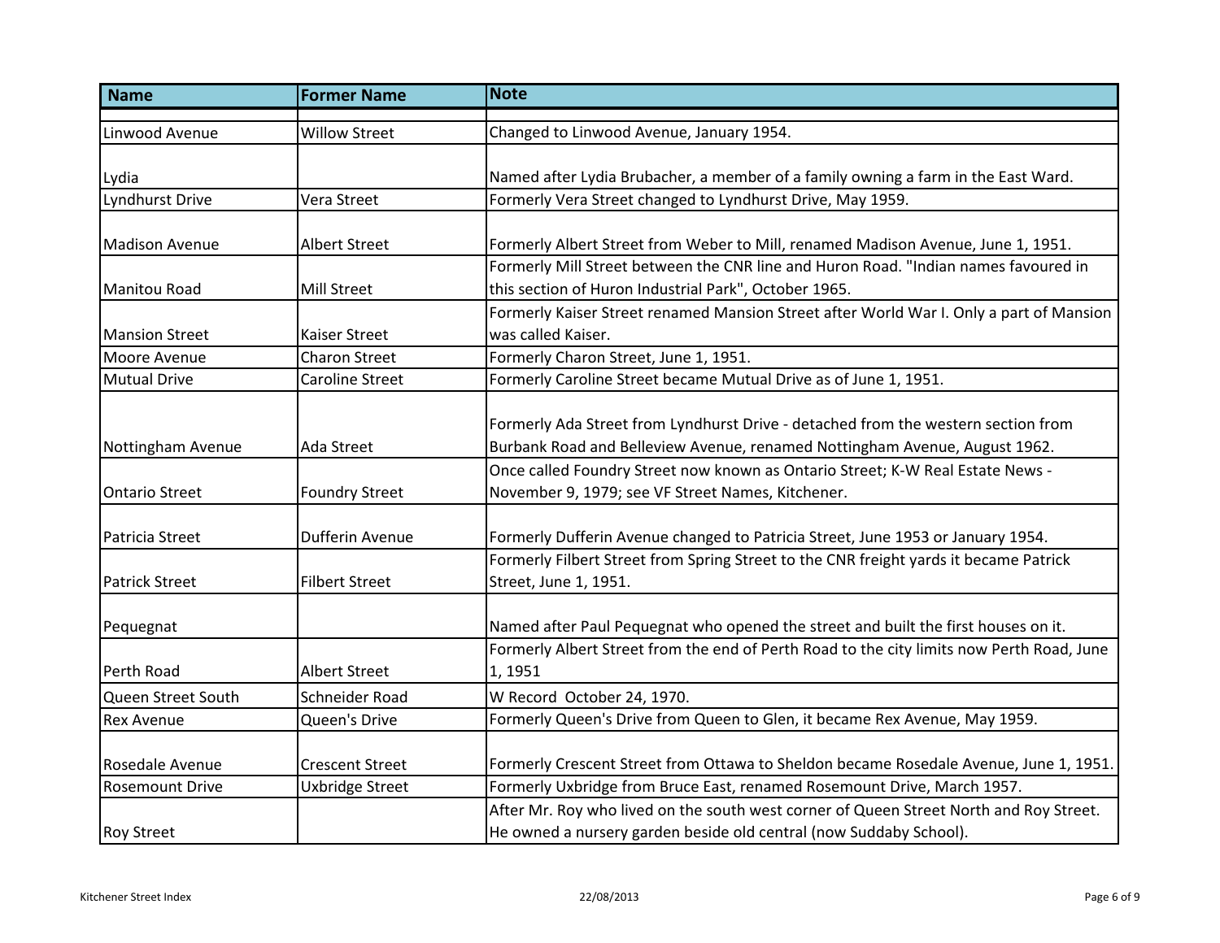| Name | Former Name | Note |
|---|---|---|
| Linwood Avenue | Willow Street | Changed to Linwood Avenue, January 1954. |
| Lydia | | Named after Lydia Brubacher, a member of a family owning a farm in the East Ward. |
| Lyndhurst Drive | Vera Street | Formerly Vera Street changed to Lyndhurst Drive, May 1959. |
| Madison Avenue | Albert Street | Formerly Albert Street from Weber to Mill, renamed Madison Avenue, June 1, 1951. |
| Manitou Road | Mill Street | Formerly Mill Street between the CNR line and Huron Road. "Indian names favoured in this section of Huron Industrial Park", October 1965. |
| Mansion Street | Kaiser Street | Formerly Kaiser Street renamed Mansion Street after World War I. Only a part of Mansion was called Kaiser. |
| Moore Avenue | Charon Street | Formerly Charon Street, June 1, 1951. |
| Mutual Drive | Caroline Street | Formerly Caroline Street became Mutual Drive as of June 1, 1951. |
| Nottingham Avenue | Ada Street | Formerly Ada Street from Lyndhurst Drive - detached from the western section from Burbank Road and Belleview Avenue, renamed Nottingham Avenue, August 1962. |
| Ontario Street | Foundry Street | Once called Foundry Street now known as Ontario Street; K-W Real Estate News - November 9, 1979; see VF Street Names, Kitchener. |
| Patricia Street | Dufferin Avenue | Formerly Dufferin Avenue changed to Patricia Street, June 1953 or January 1954. |
| Patrick Street | Filbert Street | Formerly Filbert Street from Spring Street to the CNR freight yards it became Patrick Street, June 1, 1951. |
| Pequegnat | | Named after Paul Pequegnat who opened the street and built the first houses on it. |
| Perth Road | Albert Street | Formerly Albert Street from the end of Perth Road to the city limits now Perth Road, June 1, 1951 |
| Queen Street South | Schneider Road | W Record October 24, 1970. |
| Rex Avenue | Queen's Drive | Formerly Queen's Drive from Queen to Glen, it became Rex Avenue, May 1959. |
| Rosedale Avenue | Crescent Street | Formerly Crescent Street from Ottawa to Sheldon became Rosedale Avenue, June 1, 1951. |
| Rosemount Drive | Uxbridge Street | Formerly Uxbridge from Bruce East, renamed Rosemount Drive, March 1957. |
| Roy Street | | After Mr. Roy who lived on the south west corner of Queen Street North and Roy Street. He owned a nursery garden beside old central (now Suddaby School). |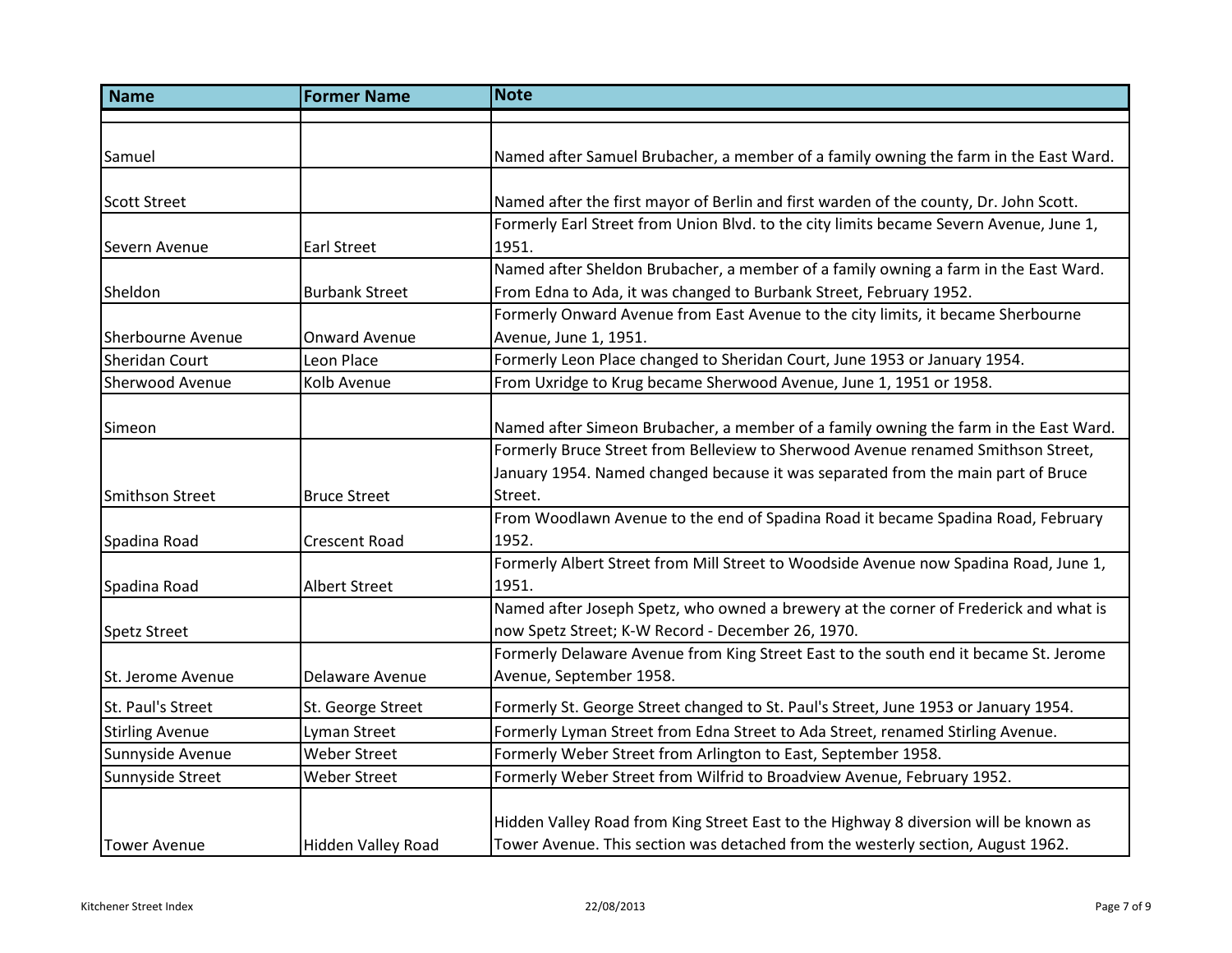| Name | Former Name | Note |
|---|---|---|
| | | |
| Samuel | | Named after Samuel Brubacher, a member of a family owning the farm in the East Ward. |
| Scott Street | | Named after the first mayor of Berlin and first warden of the county, Dr. John Scott. |
| Severn Avenue | Earl Street | Formerly Earl Street from Union Blvd. to the city limits became Severn Avenue, June 1, 1951. |
| Sheldon | Burbank Street | Named after Sheldon Brubacher, a member of a family owning a farm in the East Ward. From Edna to Ada, it was changed to Burbank Street, February 1952. |
| Sherbourne Avenue | Onward Avenue | Formerly Onward Avenue from East Avenue to the city limits, it became Sherbourne Avenue, June 1, 1951. |
| Sheridan Court | Leon Place | Formerly Leon Place changed to Sheridan Court, June 1953 or January 1954. |
| Sherwood Avenue | Kolb Avenue | From Uxridge to Krug became Sherwood Avenue, June 1, 1951 or 1958. |
| Simeon | | Named after Simeon Brubacher, a member of a family owning the farm in the East Ward. |
| Smithson Street | Bruce Street | Formerly Bruce Street from Belleview to Sherwood Avenue renamed Smithson Street, January 1954. Named changed because it was separated from the main part of Bruce Street. |
| Spadina Road | Crescent Road | From Woodlawn Avenue to the end of Spadina Road it became Spadina Road, February 1952. |
| Spadina Road | Albert Street | Formerly Albert Street from Mill Street to Woodside Avenue now Spadina Road, June 1, 1951. |
| Spetz Street | | Named after Joseph Spetz, who owned a brewery at the corner of Frederick and what is now Spetz Street; K-W Record - December 26, 1970. |
| St. Jerome Avenue | Delaware Avenue | Formerly Delaware Avenue from King Street East to the south end it became St. Jerome Avenue, September 1958. |
| St. Paul's Street | St. George Street | Formerly St. George Street changed to St. Paul's Street, June 1953 or January 1954. |
| Stirling Avenue | Lyman Street | Formerly Lyman Street from Edna Street to Ada Street, renamed Stirling Avenue. |
| Sunnyside Avenue | Weber Street | Formerly Weber Street from Arlington to East, September 1958. |
| Sunnyside Street | Weber Street | Formerly Weber Street from Wilfrid to Broadview Avenue, February 1952. |
| Tower Avenue | Hidden Valley Road | Hidden Valley Road from King Street East to the Highway 8 diversion will be known as Tower Avenue. This section was detached from the westerly section, August 1962. |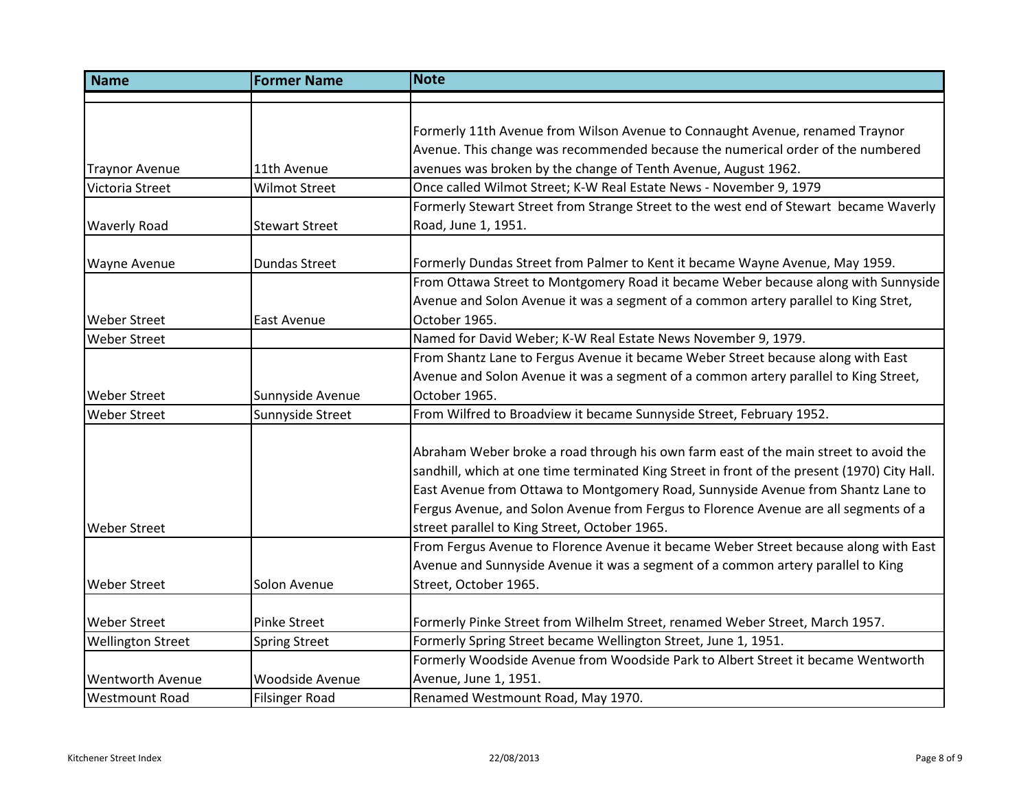| Name | Former Name | Note |
|---|---|---|
| | | |
| Traynor Avenue | 11th Avenue | Formerly 11th Avenue from Wilson Avenue to Connaught Avenue, renamed Traynor Avenue. This change was recommended because the numerical order of the numbered avenues was broken by the change of Tenth Avenue, August 1962. |
| Victoria Street | Wilmot Street | Once called Wilmot Street; K-W Real Estate News - November 9, 1979 |
| Waverly Road | Stewart Street | Formerly Stewart Street from Strange Street to the west end of Stewart became Waverly Road, June 1, 1951. |
| Wayne Avenue | Dundas Street | Formerly Dundas Street from Palmer to Kent it became Wayne Avenue, May 1959. |
| Weber Street | East Avenue | From Ottawa Street to Montgomery Road it became Weber because along with Sunnyside Avenue and Solon Avenue it was a segment of a common artery parallel to King Stret, October 1965. |
| Weber Street | | Named for David Weber; K-W Real Estate News November 9, 1979. |
| Weber Street | Sunnyside Avenue | From Shantz Lane to Fergus Avenue it became Weber Street because along with East Avenue and Solon Avenue it was a segment of a common artery parallel to King Street, October 1965. |
| Weber Street | Sunnyside Street | From Wilfred to Broadview it became Sunnyside Street, February 1952. |
| Weber Street | | Abraham Weber broke a road through his own farm east of the main street to avoid the sandhill, which at one time terminated King Street in front of the present (1970) City Hall. East Avenue from Ottawa to Montgomery Road, Sunnyside Avenue from Shantz Lane to Fergus Avenue, and Solon Avenue from Fergus to Florence Avenue are all segments of a street parallel to King Street, October 1965. |
| Weber Street | Solon Avenue | From Fergus Avenue to Florence Avenue it became Weber Street because along with East Avenue and Sunnyside Avenue it was a segment of a common artery parallel to King Street, October 1965. |
| Weber Street | Pinke Street | Formerly Pinke Street from Wilhelm Street, renamed Weber Street, March 1957. |
| Wellington Street | Spring Street | Formerly Spring Street became Wellington Street, June 1, 1951. |
| Wentworth Avenue | Woodside Avenue | Formerly Woodside Avenue from Woodside Park to Albert Street it became Wentworth Avenue, June 1, 1951. |
| Westmount Road | Filsinger Road | Renamed Westmount Road, May 1970. |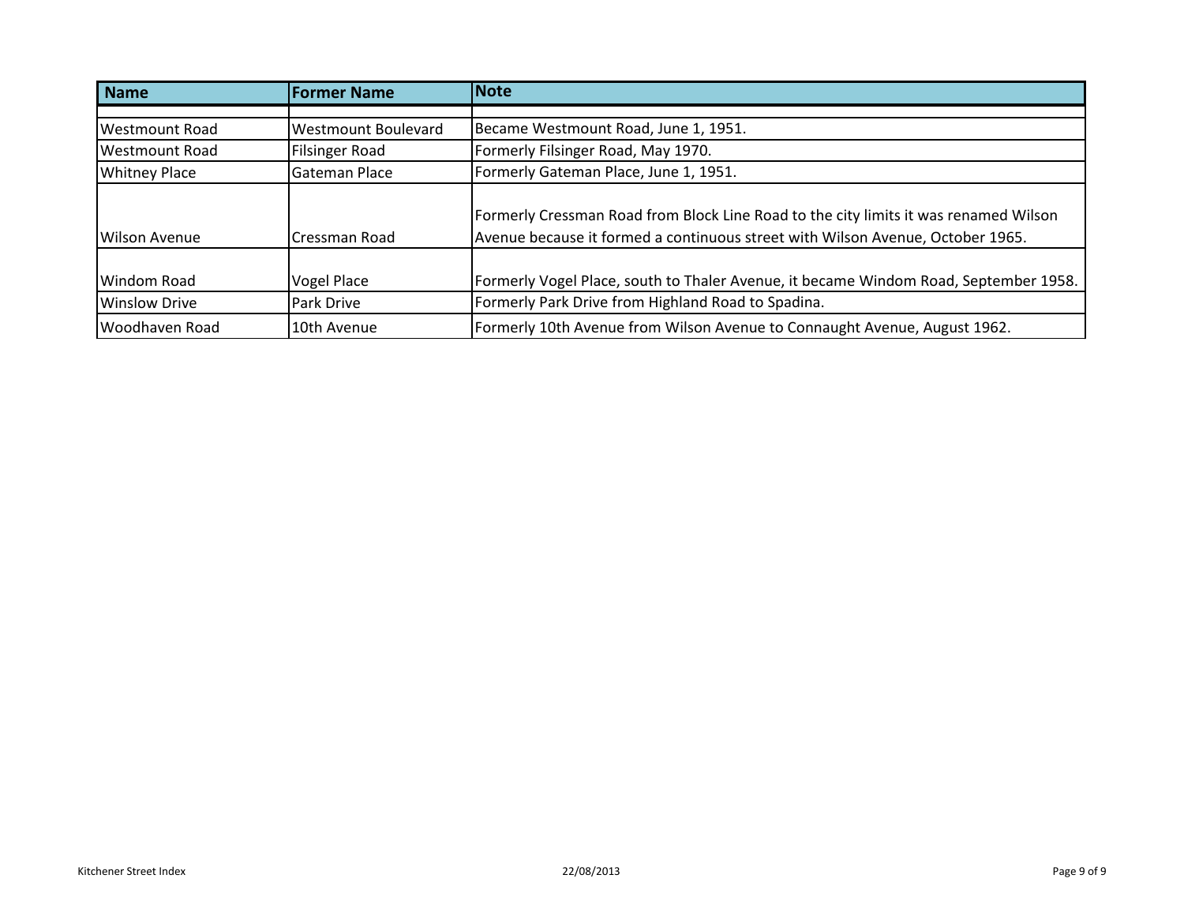| Name | Former Name | Note |
| --- | --- | --- |
| | | |
| Westmount Road | Westmount Boulevard | Became Westmount Road, June 1, 1951. |
| Westmount Road | Filsinger Road | Formerly Filsinger Road, May 1970. |
| Whitney Place | Gateman Place | Formerly Gateman Place, June 1, 1951. |
| Wilson Avenue | Cressman Road | Formerly Cressman Road from Block Line Road to the city limits it was renamed Wilson Avenue because it formed a continuous street with Wilson Avenue, October 1965. |
| Windom Road | Vogel Place | Formerly Vogel Place, south to Thaler Avenue, it became Windom Road, September 1958. |
| Winslow Drive | Park Drive | Formerly Park Drive from Highland Road to Spadina. |
| Woodhaven Road | 10th Avenue | Formerly 10th Avenue from Wilson Avenue to Connaught Avenue, August 1962. |